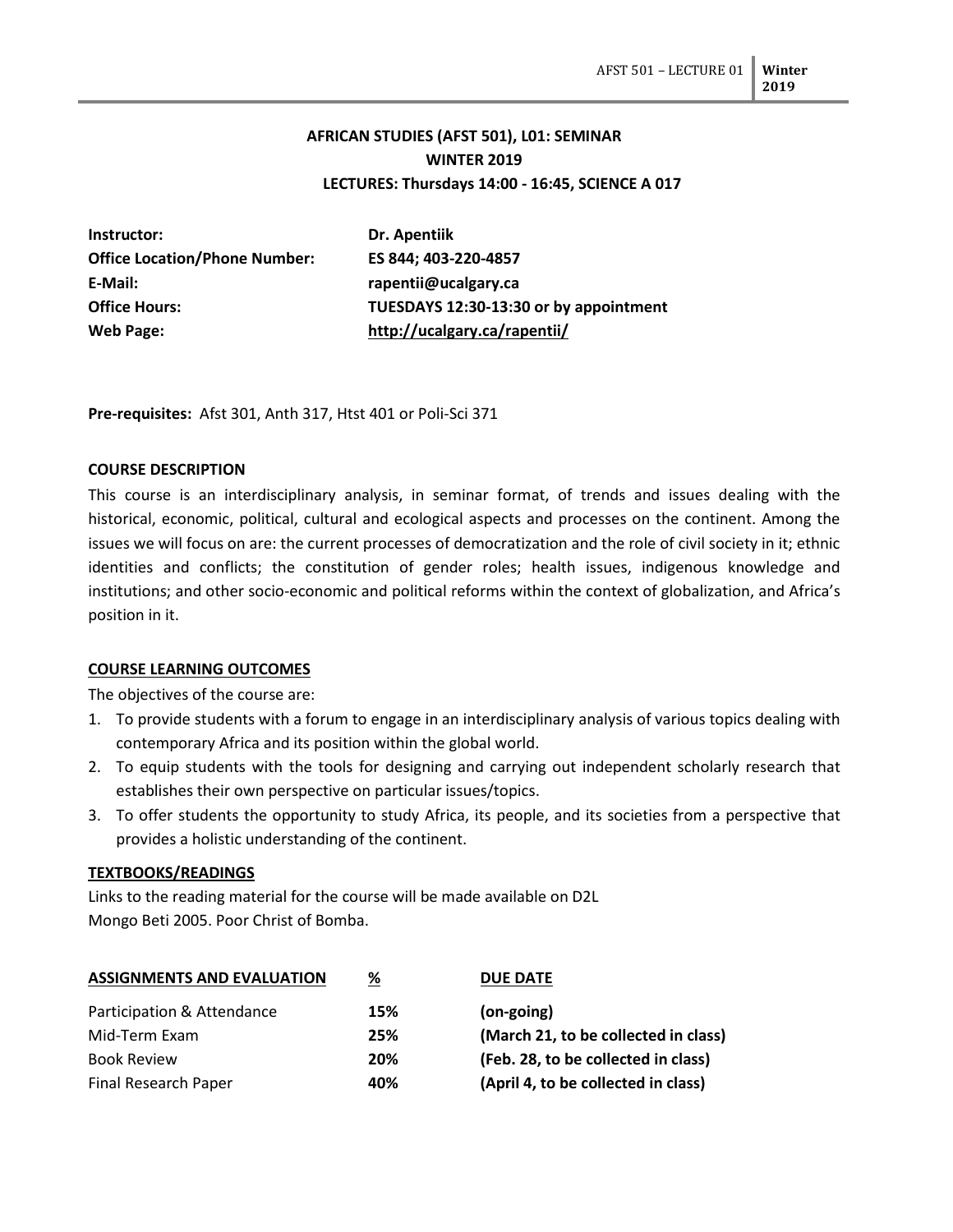# AFRICAN STUDIES (AFST 501), L01: SEMINAR
## WINTER 2019
### LECTURES: Thursdays 14:00 - 16:45, SCIENCE A 017

| | |
|---|---|
| **Instructor:** | **Dr. Apentiik** |
| **Office Location/Phone Number:** | **ES 844; 403-220-4857** |
| **E-Mail:** | **rapentii@ucalgary.ca** |
| **Office Hours:** | **TUESDAYS 12:30-13:30 or by appointment** |
| **Web Page:** | **http://ucalgary.ca/rapentii/** |

**Pre-requisites:** Afst 301, Anth 317, Htst 401 or Poli-Sci 371

**COURSE DESCRIPTION**

This course is an interdisciplinary analysis, in seminar format, of trends and issues dealing with the historical, economic, political, cultural and ecological aspects and processes on the continent. Among the issues we will focus on are: the current processes of democratization and the role of civil society in it; ethnic identities and conflicts; the constitution of gender roles; health issues, indigenous knowledge and institutions; and other socio-economic and political reforms within the context of globalization, and Africa's position in it.

**COURSE LEARNING OUTCOMES**

The objectives of the course are:

1. To provide students with a forum to engage in an interdisciplinary analysis of various topics dealing with contemporary Africa and its position within the global world.
2. To equip students with the tools for designing and carrying out independent scholarly research that establishes their own perspective on particular issues/topics.
3. To offer students the opportunity to study Africa, its people, and its societies from a perspective that provides a holistic understanding of the continent.

**TEXTBOOKS/READINGS**

Links to the reading material for the course will be made available on D2L
Mongo Beti 2005. Poor Christ of Bomba.

| ASSIGNMENTS AND EVALUATION | % | DUE DATE |
|---|---|---|
| Participation & Attendance | **15%** | **(on-going)** |
| Mid-Term Exam | **25%** | **(March 21, to be collected in class)** |
| Book Review | **20%** | **(Feb. 28, to be collected in class)** |
| Final Research Paper | **40%** | **(April 4, to be collected in class)** |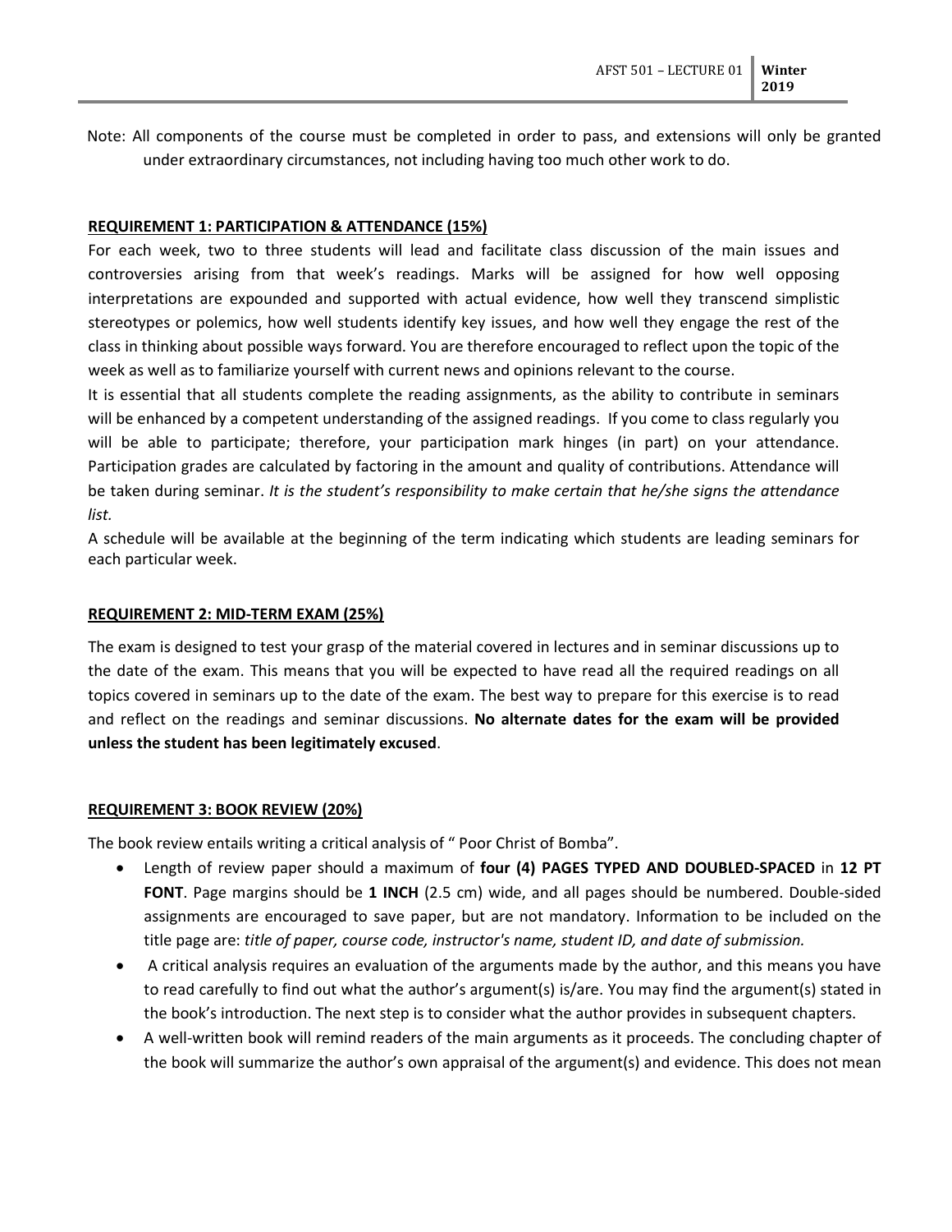Note: All components of the course must be completed in order to pass, and extensions will only be granted under extraordinary circumstances, not including having too much other work to do.

**REQUIREMENT 1: PARTICIPATION & ATTENDANCE (15%)**

For each week, two to three students will lead and facilitate class discussion of the main issues and controversies arising from that week's readings. Marks will be assigned for how well opposing interpretations are expounded and supported with actual evidence, how well they transcend simplistic stereotypes or polemics, how well students identify key issues, and how well they engage the rest of the class in thinking about possible ways forward. You are therefore encouraged to reflect upon the topic of the week as well as to familiarize yourself with current news and opinions relevant to the course.

It is essential that all students complete the reading assignments, as the ability to contribute in seminars will be enhanced by a competent understanding of the assigned readings. If you come to class regularly you will be able to participate; therefore, your participation mark hinges (in part) on your attendance. Participation grades are calculated by factoring in the amount and quality of contributions. Attendance will be taken during seminar. *It is the student's responsibility to make certain that he/she signs the attendance list.*

A schedule will be available at the beginning of the term indicating which students are leading seminars for each particular week.

**REQUIREMENT 2: MID-TERM EXAM (25%)**

The exam is designed to test your grasp of the material covered in lectures and in seminar discussions up to the date of the exam. This means that you will be expected to have read all the required readings on all topics covered in seminars up to the date of the exam. The best way to prepare for this exercise is to read and reflect on the readings and seminar discussions. **No alternate dates for the exam will be provided unless the student has been legitimately excused**.

**REQUIREMENT 3: BOOK REVIEW (20%)**

The book review entails writing a critical analysis of " Poor Christ of Bomba".

- Length of review paper should a maximum of **four (4) PAGES TYPED AND DOUBLED-SPACED** in **12 PT FONT**. Page margins should be **1 INCH** (2.5 cm) wide, and all pages should be numbered. Double-sided assignments are encouraged to save paper, but are not mandatory. Information to be included on the title page are: *title of paper, course code, instructor's name, student ID, and date of submission.*
- A critical analysis requires an evaluation of the arguments made by the author, and this means you have to read carefully to find out what the author's argument(s) is/are. You may find the argument(s) stated in the book's introduction. The next step is to consider what the author provides in subsequent chapters.
- A well-written book will remind readers of the main arguments as it proceeds. The concluding chapter of the book will summarize the author's own appraisal of the argument(s) and evidence. This does not mean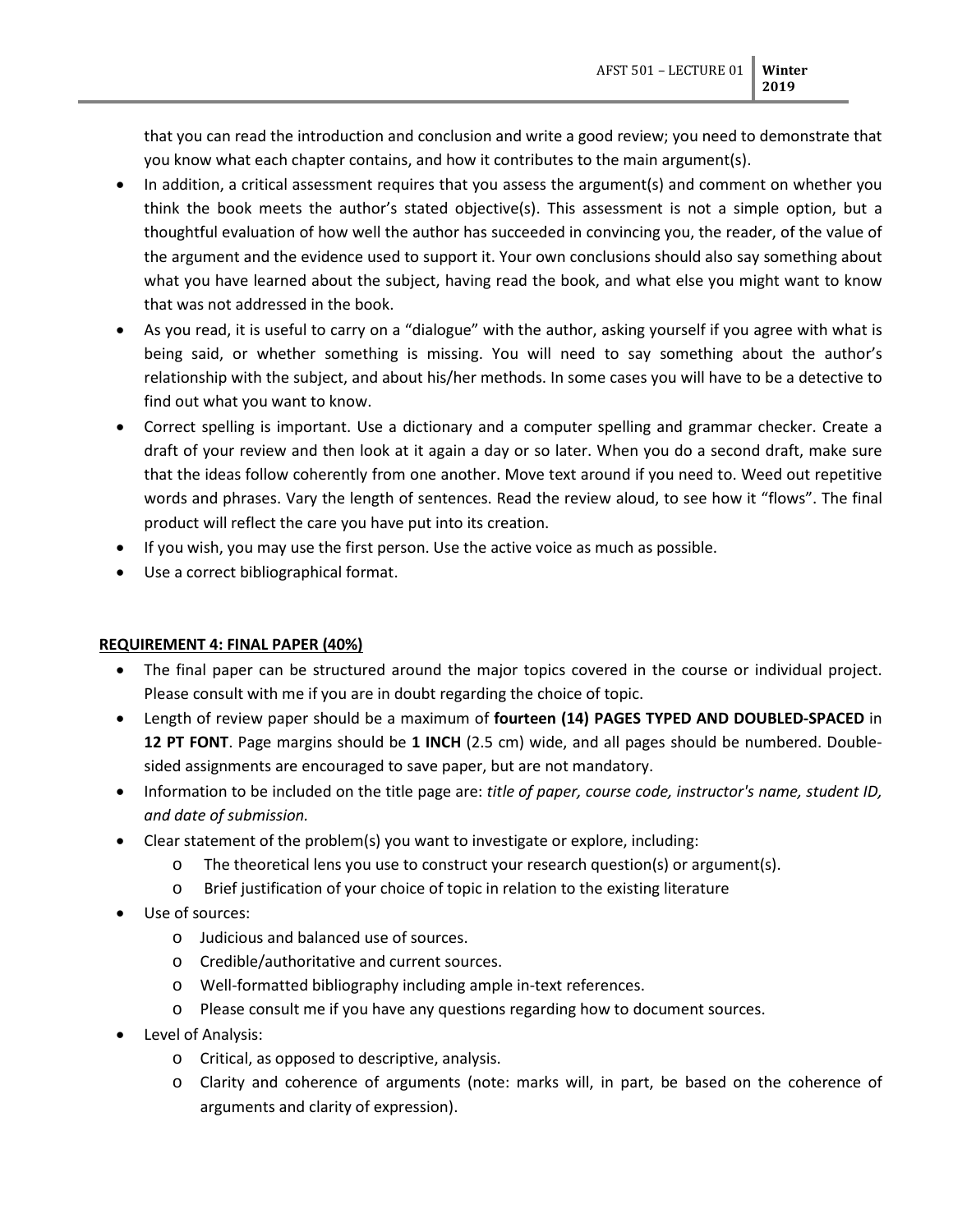that you can read the introduction and conclusion and write a good review; you need to demonstrate that you know what each chapter contains, and how it contributes to the main argument(s).

- In addition, a critical assessment requires that you assess the argument(s) and comment on whether you think the book meets the author's stated objective(s). This assessment is not a simple option, but a thoughtful evaluation of how well the author has succeeded in convincing you, the reader, of the value of the argument and the evidence used to support it. Your own conclusions should also say something about what you have learned about the subject, having read the book, and what else you might want to know that was not addressed in the book.
- As you read, it is useful to carry on a "dialogue" with the author, asking yourself if you agree with what is being said, or whether something is missing. You will need to say something about the author's relationship with the subject, and about his/her methods. In some cases you will have to be a detective to find out what you want to know.
- Correct spelling is important. Use a dictionary and a computer spelling and grammar checker. Create a draft of your review and then look at it again a day or so later. When you do a second draft, make sure that the ideas follow coherently from one another. Move text around if you need to. Weed out repetitive words and phrases. Vary the length of sentences. Read the review aloud, to see how it "flows". The final product will reflect the care you have put into its creation.
- If you wish, you may use the first person. Use the active voice as much as possible.
- Use a correct bibliographical format.

## REQUIREMENT 4: FINAL PAPER (40%)

- The final paper can be structured around the major topics covered in the course or individual project. Please consult with me if you are in doubt regarding the choice of topic.
- Length of review paper should be a maximum of **fourteen (14) PAGES TYPED AND DOUBLED-SPACED** in **12 PT FONT**. Page margins should be **1 INCH** (2.5 cm) wide, and all pages should be numbered. Double-sided assignments are encouraged to save paper, but are not mandatory.
- Information to be included on the title page are: *title of paper, course code, instructor's name, student ID, and date of submission.*
- Clear statement of the problem(s) you want to investigate or explore, including:
  - The theoretical lens you use to construct your research question(s) or argument(s).
  - Brief justification of your choice of topic in relation to the existing literature
- Use of sources:
  - Judicious and balanced use of sources.
  - Credible/authoritative and current sources.
  - Well-formatted bibliography including ample in-text references.
  - Please consult me if you have any questions regarding how to document sources.
- Level of Analysis:
  - Critical, as opposed to descriptive, analysis.
  - Clarity and coherence of arguments (note: marks will, in part, be based on the coherence of arguments and clarity of expression).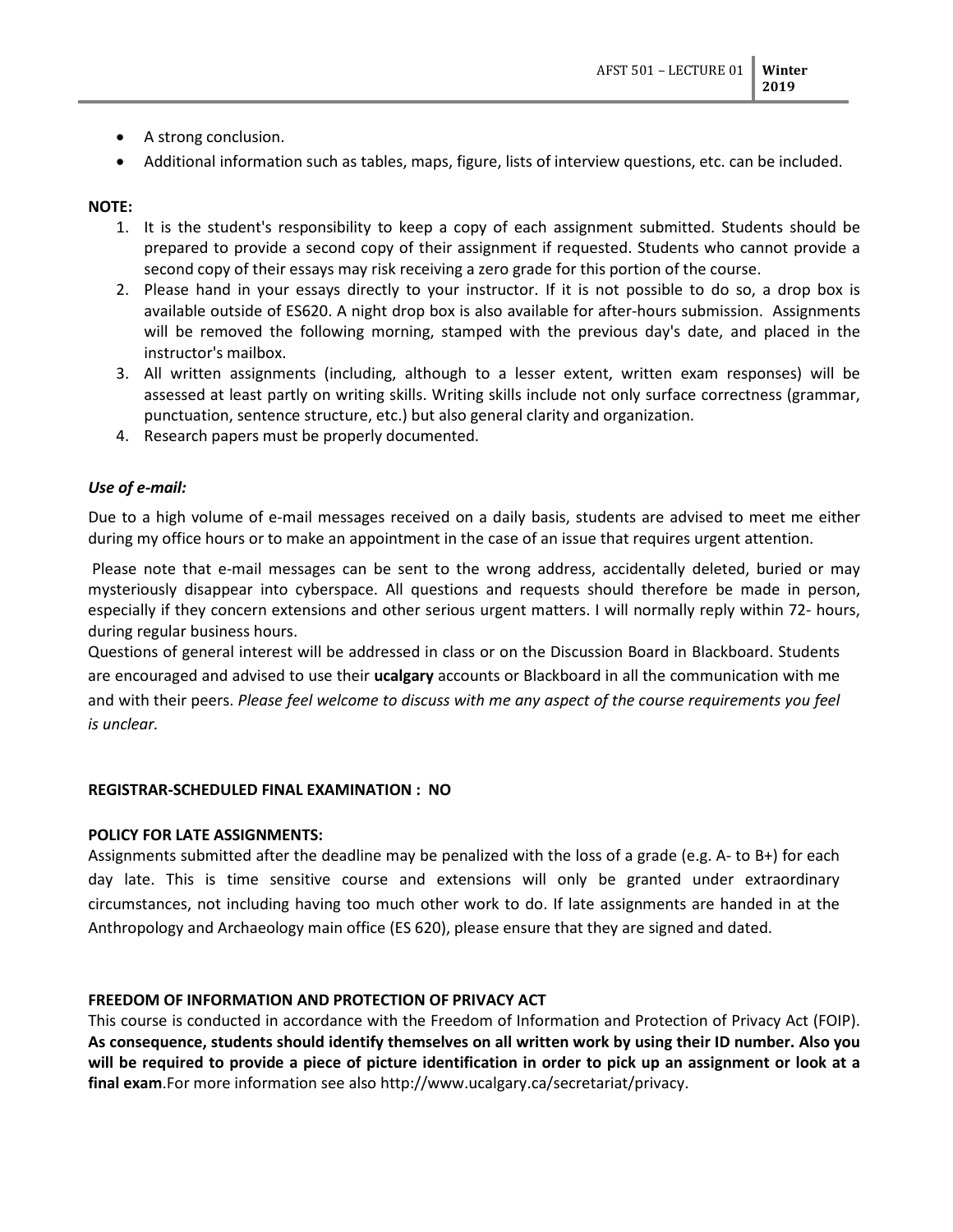- A strong conclusion.
- Additional information such as tables, maps, figure, lists of interview questions, etc. can be included.

**NOTE:**

1. It is the student's responsibility to keep a copy of each assignment submitted. Students should be prepared to provide a second copy of their assignment if requested. Students who cannot provide a second copy of their essays may risk receiving a zero grade for this portion of the course.
2. Please hand in your essays directly to your instructor. If it is not possible to do so, a drop box is available outside of ES620. A night drop box is also available for after-hours submission. Assignments will be removed the following morning, stamped with the previous day's date, and placed in the instructor's mailbox.
3. All written assignments (including, although to a lesser extent, written exam responses) will be assessed at least partly on writing skills. Writing skills include not only surface correctness (grammar, punctuation, sentence structure, etc.) but also general clarity and organization.
4. Research papers must be properly documented.

***Use of e-mail:***

Due to a high volume of e-mail messages received on a daily basis, students are advised to meet me either during my office hours or to make an appointment in the case of an issue that requires urgent attention.

Please note that e-mail messages can be sent to the wrong address, accidentally deleted, buried or may mysteriously disappear into cyberspace. All questions and requests should therefore be made in person, especially if they concern extensions and other serious urgent matters. I will normally reply within 72- hours, during regular business hours.

Questions of general interest will be addressed in class or on the Discussion Board in Blackboard. Students are encouraged and advised to use their **ucalgary** accounts or Blackboard in all the communication with me and with their peers. *Please feel welcome to discuss with me any aspect of the course requirements you feel is unclear.*

**REGISTRAR-SCHEDULED FINAL EXAMINATION : NO**

**POLICY FOR LATE ASSIGNMENTS:**

Assignments submitted after the deadline may be penalized with the loss of a grade (e.g. A- to B+) for each day late. This is time sensitive course and extensions will only be granted under extraordinary circumstances, not including having too much other work to do. If late assignments are handed in at the Anthropology and Archaeology main office (ES 620), please ensure that they are signed and dated.

**FREEDOM OF INFORMATION AND PROTECTION OF PRIVACY ACT**

This course is conducted in accordance with the Freedom of Information and Protection of Privacy Act (FOIP). **As consequence, students should identify themselves on all written work by using their ID number. Also you will be required to provide a piece of picture identification in order to pick up an assignment or look at a final exam**.For more information see also http://www.ucalgary.ca/secretariat/privacy.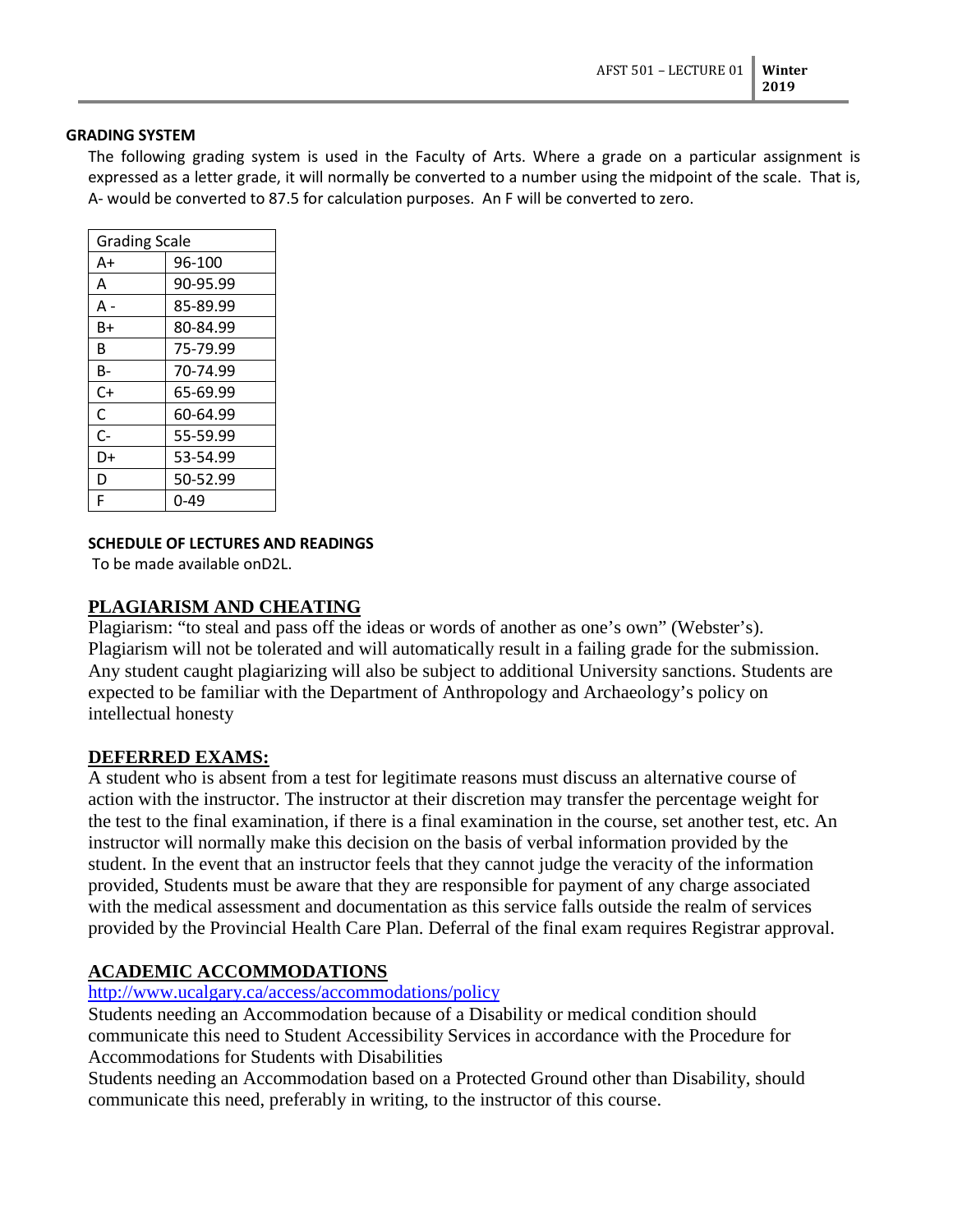### GRADING SYSTEM

The following grading system is used in the Faculty of Arts. Where a grade on a particular assignment is expressed as a letter grade, it will normally be converted to a number using the midpoint of the scale. That is, A- would be converted to 87.5 for calculation purposes. An F will be converted to zero.

| Grading Scale | |
|---|---|
| A+ | 96-100 |
| A | 90-95.99 |
| A - | 85-89.99 |
| B+ | 80-84.99 |
| B | 75-79.99 |
| B- | 70-74.99 |
| C+ | 65-69.99 |
| C | 60-64.99 |
| C- | 55-59.99 |
| D+ | 53-54.99 |
| D | 50-52.99 |
| F | 0-49 |

### SCHEDULE OF LECTURES AND READINGS

To be made available onD2L.

## PLAGIARISM AND CHEATING

Plagiarism: "to steal and pass off the ideas or words of another as one's own" (Webster's). Plagiarism will not be tolerated and will automatically result in a failing grade for the submission. Any student caught plagiarizing will also be subject to additional University sanctions. Students are expected to be familiar with the Department of Anthropology and Archaeology's policy on intellectual honesty

## DEFERRED EXAMS:

A student who is absent from a test for legitimate reasons must discuss an alternative course of action with the instructor. The instructor at their discretion may transfer the percentage weight for the test to the final examination, if there is a final examination in the course, set another test, etc. An instructor will normally make this decision on the basis of verbal information provided by the student. In the event that an instructor feels that they cannot judge the veracity of the information provided, Students must be aware that they are responsible for payment of any charge associated with the medical assessment and documentation as this service falls outside the realm of services provided by the Provincial Health Care Plan. Deferral of the final exam requires Registrar approval.

## ACADEMIC ACCOMMODATIONS

http://www.ucalgary.ca/access/accommodations/policy

Students needing an Accommodation because of a Disability or medical condition should communicate this need to Student Accessibility Services in accordance with the Procedure for Accommodations for Students with Disabilities

Students needing an Accommodation based on a Protected Ground other than Disability, should communicate this need, preferably in writing, to the instructor of this course.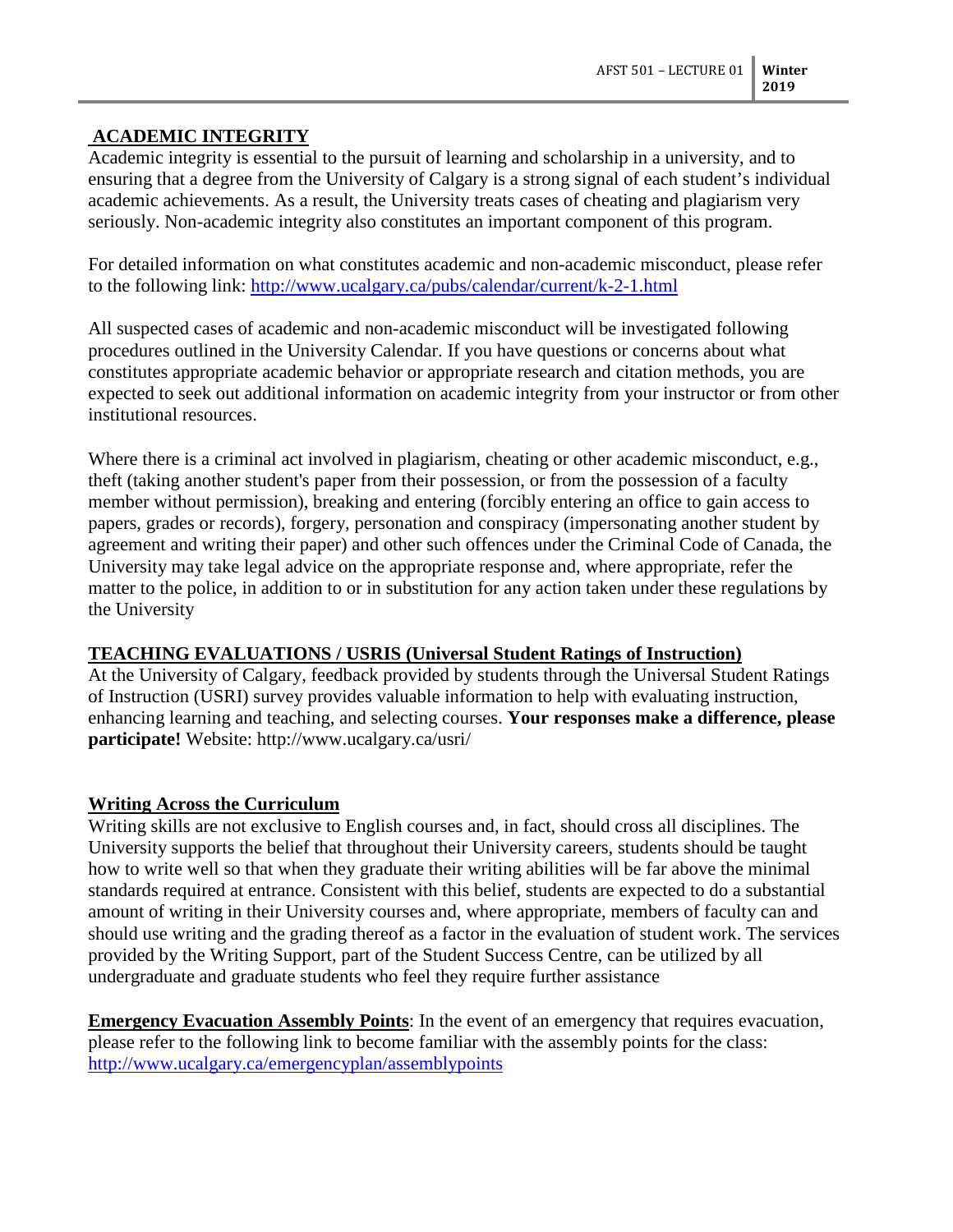## ACADEMIC INTEGRITY

Academic integrity is essential to the pursuit of learning and scholarship in a university, and to ensuring that a degree from the University of Calgary is a strong signal of each student's individual academic achievements. As a result, the University treats cases of cheating and plagiarism very seriously. Non-academic integrity also constitutes an important component of this program.

For detailed information on what constitutes academic and non-academic misconduct, please refer to the following link: http://www.ucalgary.ca/pubs/calendar/current/k-2-1.html

All suspected cases of academic and non-academic misconduct will be investigated following procedures outlined in the University Calendar. If you have questions or concerns about what constitutes appropriate academic behavior or appropriate research and citation methods, you are expected to seek out additional information on academic integrity from your instructor or from other institutional resources.

Where there is a criminal act involved in plagiarism, cheating or other academic misconduct, e.g., theft (taking another student's paper from their possession, or from the possession of a faculty member without permission), breaking and entering (forcibly entering an office to gain access to papers, grades or records), forgery, personation and conspiracy (impersonating another student by agreement and writing their paper) and other such offences under the Criminal Code of Canada, the University may take legal advice on the appropriate response and, where appropriate, refer the matter to the police, in addition to or in substitution for any action taken under these regulations by the University

## TEACHING EVALUATIONS / USRIS (Universal Student Ratings of Instruction)

At the University of Calgary, feedback provided by students through the Universal Student Ratings of Instruction (USRI) survey provides valuable information to help with evaluating instruction, enhancing learning and teaching, and selecting courses. **Your responses make a difference, please participate!** Website: http://www.ucalgary.ca/usri/

## Writing Across the Curriculum

Writing skills are not exclusive to English courses and, in fact, should cross all disciplines. The University supports the belief that throughout their University careers, students should be taught how to write well so that when they graduate their writing abilities will be far above the minimal standards required at entrance. Consistent with this belief, students are expected to do a substantial amount of writing in their University courses and, where appropriate, members of faculty can and should use writing and the grading thereof as a factor in the evaluation of student work. The services provided by the Writing Support, part of the Student Success Centre, can be utilized by all undergraduate and graduate students who feel they require further assistance

**Emergency Evacuation Assembly Points**: In the event of an emergency that requires evacuation, please refer to the following link to become familiar with the assembly points for the class: http://www.ucalgary.ca/emergencyplan/assemblypoints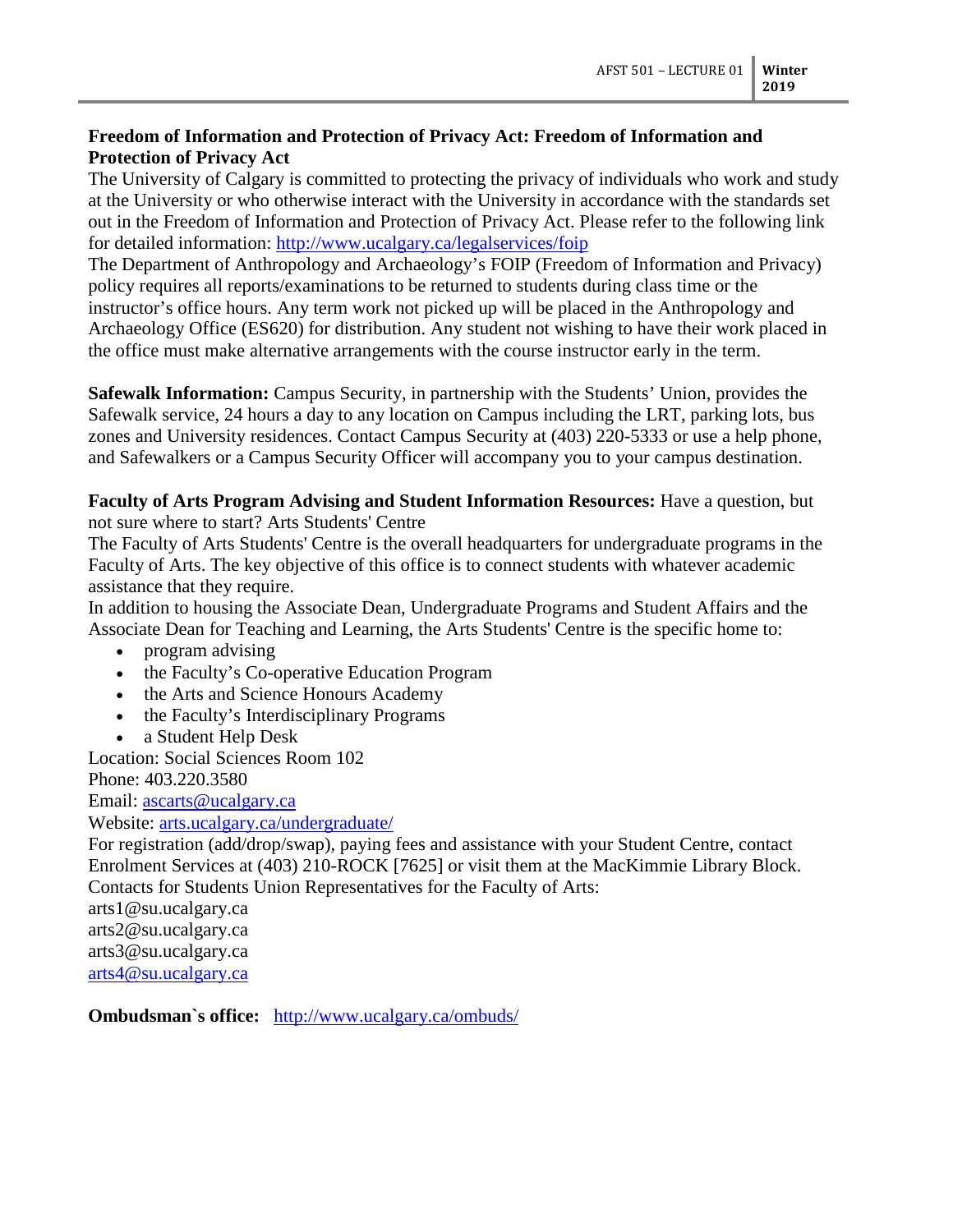**Freedom of Information and Protection of Privacy Act: Freedom of Information and Protection of Privacy Act**

The University of Calgary is committed to protecting the privacy of individuals who work and study at the University or who otherwise interact with the University in accordance with the standards set out in the Freedom of Information and Protection of Privacy Act. Please refer to the following link for detailed information: http://www.ucalgary.ca/legalservices/foip

The Department of Anthropology and Archaeology's FOIP (Freedom of Information and Privacy) policy requires all reports/examinations to be returned to students during class time or the instructor's office hours. Any term work not picked up will be placed in the Anthropology and Archaeology Office (ES620) for distribution. Any student not wishing to have their work placed in the office must make alternative arrangements with the course instructor early in the term.

**Safewalk Information:** Campus Security, in partnership with the Students' Union, provides the Safewalk service, 24 hours a day to any location on Campus including the LRT, parking lots, bus zones and University residences. Contact Campus Security at (403) 220-5333 or use a help phone, and Safewalkers or a Campus Security Officer will accompany you to your campus destination.

**Faculty of Arts Program Advising and Student Information Resources:** Have a question, but not sure where to start? Arts Students' Centre

The Faculty of Arts Students' Centre is the overall headquarters for undergraduate programs in the Faculty of Arts. The key objective of this office is to connect students with whatever academic assistance that they require.

In addition to housing the Associate Dean, Undergraduate Programs and Student Affairs and the Associate Dean for Teaching and Learning, the Arts Students' Centre is the specific home to:

- program advising
- the Faculty's Co-operative Education Program
- the Arts and Science Honours Academy
- the Faculty's Interdisciplinary Programs
- a Student Help Desk

Location: Social Sciences Room 102
Phone: 403.220.3580
Email: ascarts@ucalgary.ca
Website: arts.ucalgary.ca/undergraduate/

For registration (add/drop/swap), paying fees and assistance with your Student Centre, contact Enrolment Services at (403) 210-ROCK [7625] or visit them at the MacKimmie Library Block.

Contacts for Students Union Representatives for the Faculty of Arts:
arts1@su.ucalgary.ca
arts2@su.ucalgary.ca
arts3@su.ucalgary.ca
arts4@su.ucalgary.ca

**Ombudsman`s office:** http://www.ucalgary.ca/ombuds/